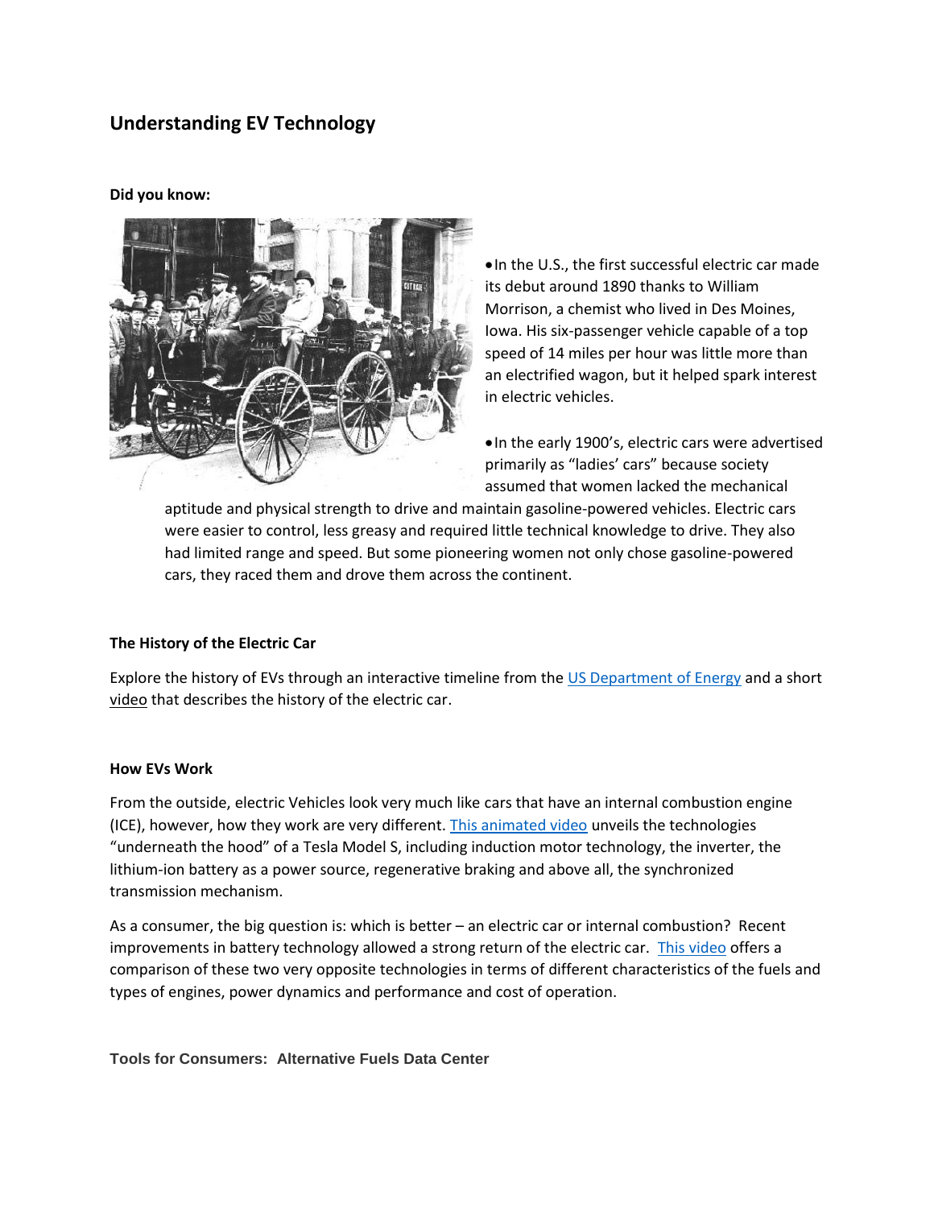# Understanding EV Technology

**Did you know:**

- In the U.S., the first successful electric car made its debut around 1890 thanks to William Morrison, a chemist who lived in Des Moines, Iowa. His six-passenger vehicle capable of a top speed of 14 miles per hour was little more than an electrified wagon, but it helped spark interest in electric vehicles.

- In the early 1900's, electric cars were advertised primarily as "ladies' cars" because society assumed that women lacked the mechanical aptitude and physical strength to drive and maintain gasoline-powered vehicles. Electric cars were easier to control, less greasy and required little technical knowledge to drive. They also had limited range and speed. But some pioneering women not only chose gasoline-powered cars, they raced them and drove them across the continent.

**The History of the Electric Car**

Explore the history of EVs through an interactive timeline from the US Department of Energy and a short video that describes the history of the electric car.

**How EVs Work**

From the outside, electric Vehicles look very much like cars that have an internal combustion engine (ICE), however, how they work are very different. This animated video unveils the technologies "underneath the hood" of a Tesla Model S, including induction motor technology, the inverter, the lithium-ion battery as a power source, regenerative braking and above all, the synchronized transmission mechanism.

As a consumer, the big question is: which is better – an electric car or internal combustion? Recent improvements in battery technology allowed a strong return of the electric car. This video offers a comparison of these two very opposite technologies in terms of different characteristics of the fuels and types of engines, power dynamics and performance and cost of operation.

**Tools for Consumers: Alternative Fuels Data Center**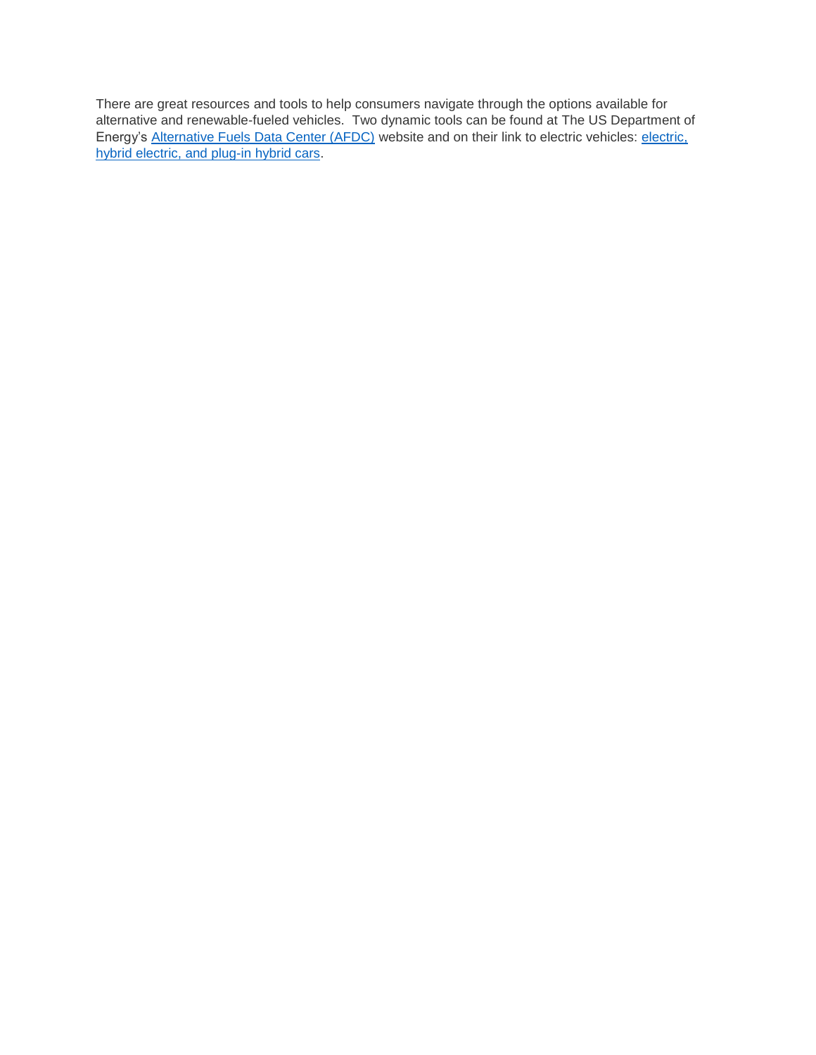There are great resources and tools to help consumers navigate through the options available for alternative and renewable-fueled vehicles.  Two dynamic tools can be found at The US Department of Energy's Alternative Fuels Data Center (AFDC) website and on their link to electric vehicles: electric, hybrid electric, and plug-in hybrid cars.